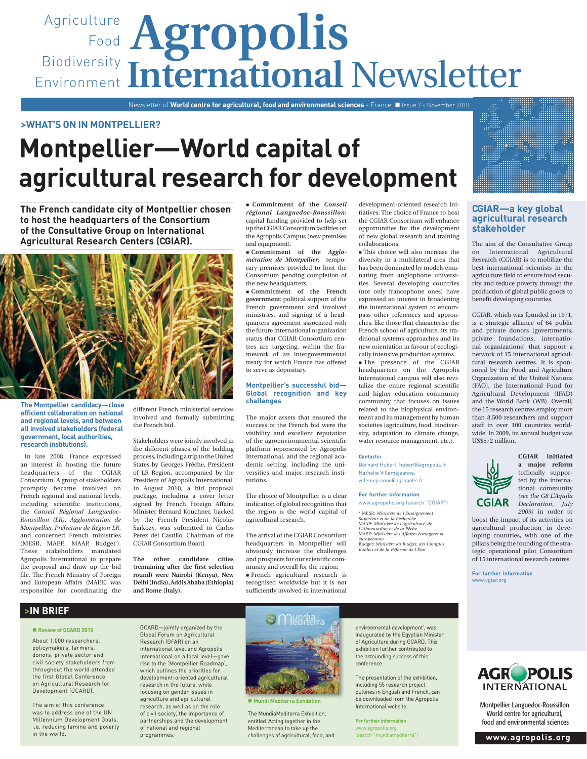Agriculture
Food
Biodiversity
Environment

# Agropolis International Newsletter

Newsletter of **World centre for agricultural, food and environmental sciences** - France ■ Issue 7 - November 2010

**>WHAT'S ON IN MONTPELLIER?**

# Montpellier—World capital of agricultural research for development

**The French candidate city of Montpellier chosen to host the headquarters of the Consortium of the Consultative Group on International Agricultural Research Centers (CGIAR).**

**The Montpellier candidacy—close efficient collaboration on national and regional levels, and between all involved stakeholders (federal government, local authorities, research institutions).**

In late 2008, France expressed an interest in hosting the future headquarters of the CGIAR Consortium. A group of stakeholders promptly became involved on French regional and national levels, including scientific institutions, the *Conseil Régional Languedoc-Roussillon (LR)*, *Agglomération de Montpellier*, *Préfecture de Région LR*, and concerned French ministries (MESR, MAEE, MAAP, Budget*). These stakeholders mandated Agropolis International to prepare the proposal and draw up the bid file. The French Ministry of Foreign and European Affairs (MAEE) was responsible for coordinating the different French ministerial services involved and formally submitting the French bid.

Stakeholders were jointly involved in the different phases of the bidding process, including a trip to the United States by Georges Frêche, President of LR Region, accompanied by the President of Agropolis International. In August 2010, a bid proposal package, including a cover letter signed by French Foreign Affairs Minister Bernard Kouchner, backed by the French President Nicolas Sarkozy, was submitted to Carlos Perez del Castillo, Chairman of the CGIAR Consortium Board.

**The other candidate cities (remaining after the first selection round) were Nairobi (Kenya), New Delhi (India), Addis Ababa (Ethiopia) and Rome (Italy).**

- **Commitment of the *Conseil régional Languedoc-Roussillon*:** capital funding provided to help set up the CGIAR Consortium facilities on the Agropolis Campus (new premises and equipment).
- **Commitment of the *Agglomération de Montpellier*:** temporary premises provided to host the Consortium pending completion of the new headquarters.
- **Commitment of the French government:** political support of the French government and involved ministries, and signing of a headquarters agreement associated with the future international organization status that CGIAR Consortium centres are targeting, within the framework of an intergovernmental treaty for which France has offered to serve as depositary.

### Montpellier's successful bid—Global recognition and key challenges

The major assets that ensured the success of the French bid were the visibility and excellent reputation of the agroenvironmental scientific platform represented by Agropolis International, and the regional academic setting, including the universities and major research institutions.

The choice of Montpellier is a clear indication of global recognition that the region is the world capital of agricultural research.

The arrival of the CGIAR Consortium headquarters in Montpellier will obviously increase the challenges and prospects for our scientific community and overall for the region:

- French agricultural research is recognised worldwide but it is not sufficiently involved in international development-oriented research initiatives. The choice of France to host the CGIAR Consortium will enhance opportunities for the development of new global research and training collaborations.
- This choice will also increase the diversity in a multilateral area that has been dominated by models emanating from anglophone universities. Several developing countries (not only francophone ones) have expressed an interest in broadening the international system to encompass other references and approaches, like those that characterise the French school of agriculture, its traditional systems approaches and its new orientation in favour of ecologically intensive production systems.
- The presence of the CGIAR headquarters on the Agropolis International campus will also revitalize the entire regional scientific and higher education community community that focuses on issues related to the biophysical environment and its management by human societies (agriculture, food, biodiversity, adaptation to climate change, water resource management, etc.).

**Contacts:**
Bernard Hubert, hubert@agropolis.fr
Nathalie Villeméjeanne, villemejeanne@agropolis.fr

**For further information**
www.agropolis.org (search "CGIAR")

\* MESR: *Ministère de l'Enseignement Supérieur et de la Recherche*
MAAP: *Ministère de l'Agriculture, de l'Alimentation et de la Pêche*
MAEE: *Ministère des Affaires étrangères et européennes*
Budget: *Ministère du Budget, des Comptes publics et de la Réforme de l'État*

## CGIAR—a key global agricultural research stakeholder

The aim of the Consultative Group on International Agricultural Research (CGIAR) is to mobilize the best international scientists in the agriculture field to ensure food security and reduce poverty through the production of global public goods to benefit developing countries.

CGIAR, which was founded in 1971, is a strategic alliance of 64 public and private donors (governments, private foundations, international organizations) that support a network of 15 international agricultural research centres. It is sponsored by the Food and Agriculture Organization of the United Nations (FAO), the International Fund for Agricultural Development (IFAD) and the World Bank (WB). Overall, the 15 research centres employ more than 8,500 researchers and support staff in over 100 countries worldwide. In 2009, its annual budget was US$572 million.

CGIAR

**CGIAR initiated a major reform** (officially supported by the international community *(see the G8 L'Aquila Declaration, July 2009)* in order to boost the impact of its activities on agricultural production in developing countries, with one of the pillars being the founding of the strategic operational pilot Consortium of 15 international research centres.

**For further information**
www.cgiar.org

## >IN BRIEF

**■ Review of GCARD 2010**

About 1,000 researchers, policymakers, farmers, donors, private sector and civil society stakeholders from throughout the world attended the first Global Conference on Agricultural Research for Development (GCARD).

The aim of this conference was to address one of the UN Millennium Development Goals, i.e. reducing famine and poverty in the world.

GCARD—jointly organized by the Global Forum on Agricultural Research (GFAR) on an international level and Agropolis International on a local level—gave rise to the 'Montpellier Roadmap', which outlines the priorities for development-oriented agricultural research in the future, while focusing on gender issues in agriculture and agricultural research, as well as on the role of civil society, the importance of partnerships and the development of national and regional programmes.

**■ Mundi Mediterra Exhibition**

The MundiaMediterra Exhibition, entitled 'Acting together in the Mediterranean to take up the challenges of agricultural, food, and environmental development', was inaugurated by the Egyptian Minister of Agriculture during GCARD. This exhibition further contributed to the astounding success of this conference.

The presentation of the exhibition, including 55 research project outlines in English and French, can be downloaded from the Agropolis International website:

**For further information**
www.agropolis.org (search "mundiamediterra")

AGROPOLIS INTERNATIONAL

Montpellier Languedoc-Roussillon World centre for agricultural, food and environmental sciences

www.agropolis.org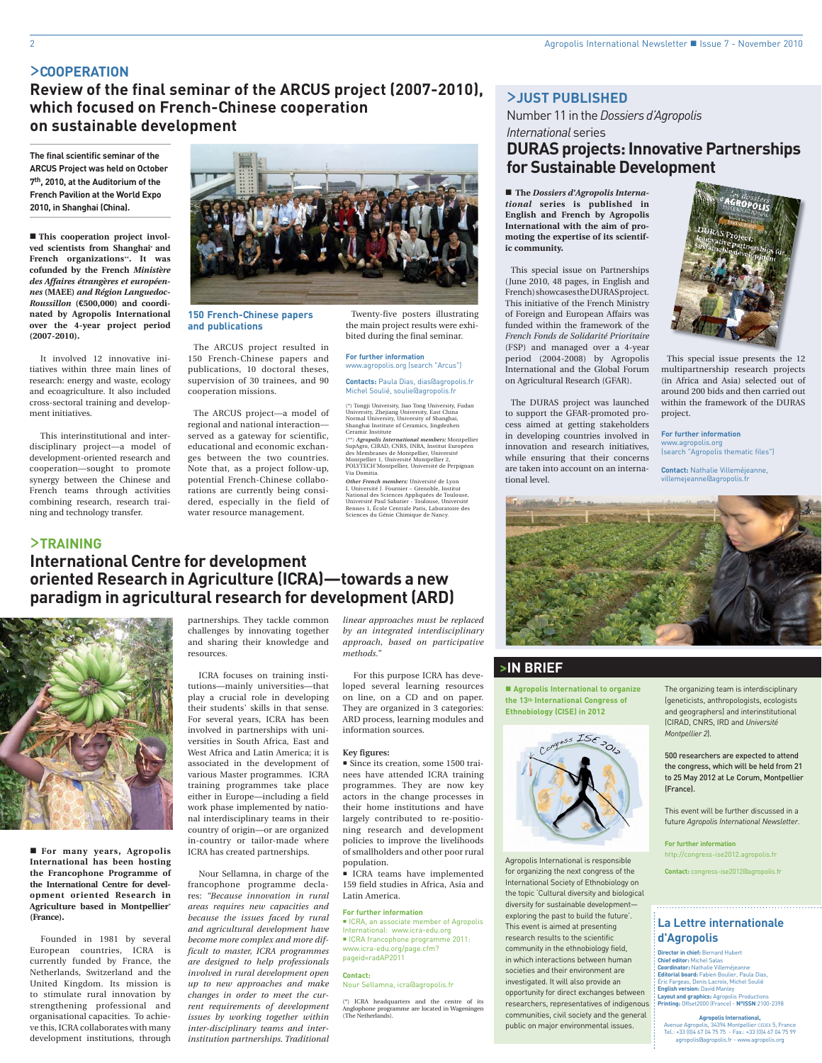## >COOPERATION

# Review of the final seminar of the ARCUS project (2007-2010), which focused on French-Chinese cooperation on sustainable development

**The final scientific seminar of the ARCUS Project was held on October 7th, 2010, at the Auditorium of the French Pavilion at the World Expo 2010, in Shanghai (China).**

■ **This cooperation project involved scientists from Shanghai\* and French organizations\*\*. It was cofunded by the French *Ministère des Affaires étrangères et européennes* (MAEE) *and Région Languedoc-Roussillon* (€500,000) and coordinated by Agropolis International over the 4-year project period (2007-2010).**

It involved 12 innovative initiatives within three main lines of research: energy and waste, ecology and ecoagriculture. It also included cross-sectoral training and development initiatives.

This interinstitutional and interdisciplinary project—a model of development-oriented research and cooperation—sought to promote synergy between the Chinese and French teams through activities combining research, research training and technology transfer.

### 150 French-Chinese papers and publications

The ARCUS project resulted in 150 French-Chinese papers and publications, 10 doctoral theses, supervision of 30 trainees, and 90 cooperation missions.

The ARCUS project—a model of regional and national interaction—served as a gateway for scientific, educational and economic exchanges between the two countries. Note that, as a project follow-up, potential French-Chinese collaborations are currently being considered, especially in the field of water resource management.

Twenty-five posters illustrating the main project results were exhibited during the final seminar.

**For further information**
www.agropolis.org (search "Arcus")

**Contacts:** Paula Dias, dias@agropolis.fr
Michel Soulié, soulie@agropolis.fr

(\*) Tongji University, Jiao Tong University, Fudan University, Zhejiang University, East China Normal University, University of Shanghai, Shanghai Institute of Ceramics, Jingdezhen Ceramic Institute

(\*\*) ***Agropolis International members:*** Montpellier SupAgro, CIRAD, CNRS, INRA, Institut Européen des Membranes de Montpellier, Université Montpellier 1, Université Montpellier 2, POLYTECH'Montpellier, Université de Perpignan Via Domitia.

***Other French members:*** Université de Lyon I, Université J. Fournier – Grenoble, Institut National des Sciences Appliquées de Toulouse, Université Paul Sabatier - Toulouse, Université Rennes 1, École Centrale Paris, Laboratoire des Sciences du Génie Chimique de Nancy.

## >TRAINING

# International Centre for development oriented Research in Agriculture (ICRA)—towards a new paradigm in agricultural research for development (ARD)

■ **For many years, Agropolis International has been hosting the Francophone Programme of the International Centre for development oriented Research in Agriculture based in Montpellier\* (France).**

Founded in 1981 by several European countries, ICRA is currently funded by France, the Netherlands, Switzerland and the United Kingdom. Its mission is to stimulate rural innovation by strengthening professional and organisational capacities. To achieve this, ICRA collaborates with many development institutions, through partnerships. They tackle common challenges by innovating together and sharing their knowledge and resources.

ICRA focuses on training institutions—mainly universities—that play a crucial role in developing their students' skills in that sense. For several years, ICRA has been involved in partnerships with universities in South Africa, East and West Africa and Latin America; it is associated in the development of various Master programmes. ICRA training programmes take place either in Europe—including a field work phase implemented by national interdisciplinary teams in their country of origin—or are organized in-country or tailor-made where ICRA has created partnerships.

Nour Sellamna, in charge of the francophone programme declares: *"Because innovation in rural areas requires new capacities and because the issues faced by rural and agricultural development have become more complex and more difficult to master, ICRA programmes are designed to help professionals involved in rural development open up to new approaches and make changes in order to meet the current requirements of development issues by working together within inter-disciplinary teams and inter-institution partnerships. Traditional linear approaches must be replaced by an integrated interdisciplinary approach, based on participative methods."*

For this purpose ICRA has developed several learning resources on line, on a CD and on paper. They are organized in 3 categories: ARD process, learning modules and information sources.

**Key figures:**

- Since its creation, some 1500 trainees have attended ICRA training programmes. They are now key actors in the change processes in their home institutions and have largely contributed to re-positioning research and development policies to improve the livelihoods of smallholders and other poor rural population.
- ICRA teams have implemented 159 field studies in Africa, Asia and Latin America.

**For further information**
- ICRA, an associate member of Agropolis International: www.icra-edu.org
- ICRA francophone programme 2011: www.icra-edu.org/page.cfm?pageid=radAP2011

**Contact:**
Nour Sellamna, icra@agropolis.fr

(\*) ICRA headquarters and the centre of its Anglophone programme are located in Wageningen (The Netherlands).

## >JUST PUBLISHED

Number 11 in the *Dossiers d'Agropolis International* series

# DURAS projects: Innovative Partnerships for Sustainable Development

■ **The *Dossiers d'Agropolis International* series is published in English and French by Agropolis International with the aim of promoting the expertise of its scientific community.**

This special issue on Partnerships (June 2010, 48 pages, in English and French) showcases the DURAS project. This initiative of the French Ministry of Foreign and European Affairs was funded within the framework of the *French Fonds de Solidarité Prioritaire* (FSP) and managed over a 4-year period (2004-2008) by Agropolis International and the Global Forum on Agricultural Research (GFAR).

The DURAS project was launched to support the GFAR-promoted process aimed at getting stakeholders in developing countries involved in innovation and research initiatives, while ensuring that their concerns are taken into account on an international level.

This special issue presents the 12 multipartnership research projects (in Africa and Asia) selected out of around 200 bids and then carried out within the framework of the DURAS project.

**For further information**
www.agropolis.org
(search "Agropolis thematic files")

**Contact:** Nathalie Villeméjeanne, villemejeanne@agropolis.fr

## >IN BRIEF

■ **Agropolis International to organize the 13th International Congress of Ethnobiology (CISE) in 2012**

Agropolis International is responsible for organizing the next congress of the International Society of Ethnobiology on the topic 'Cultural diversity and biological diversity for sustainable development—exploring the past to build the future'. This event is aimed at presenting research results to the scientific community in the ethnobiology field, in which interactions between human societies and their environment are investigated. It will also provide an opportunity for direct exchanges between researchers, representatives of indigenous communities, civil society and the general public on major environmental issues.

The organizing team is interdisciplinary (geneticists, anthropologists, ecologists and geographers) and interinstitutional (CIRAD, CNRS, IRD and *Université Montpellier 2*).

**500 researchers are expected to attend the congress, which will be held from 21 to 25 May 2012 at Le Corum, Montpellier (France).**

This event will be further discussed in a future *Agropolis International Newsletter*.

**For further information**
http://congress-ise2012.agropolis.fr

**Contact:** congress-ise2012@agropolis.fr

## La Lettre internationale d'Agropolis

**Director in chief:** Bernard Hubert
**Chief editor:** Michel Salas
**Coordinator:** Nathalie Villeméjeanne
**Editorial board:** Fabien Boulier, Paula Dias, Éric Fargeas, Denis Lacroix, Michel Soulié
**English version:** David Manley
**Layout and graphics:** Agropolis Productions
**Printing:** Offset2000 (France) - **N°ISSN** 2100-2398

**Agropolis International,**
Avenue Agropolis, 34394 Montpellier CEDEX 5, France
Tel.: +33 (0)4 67 04 75 75 - Fax.: +33 (0)4 67 04 75 99
agropolis@agropolis.fr - www.agropolis.org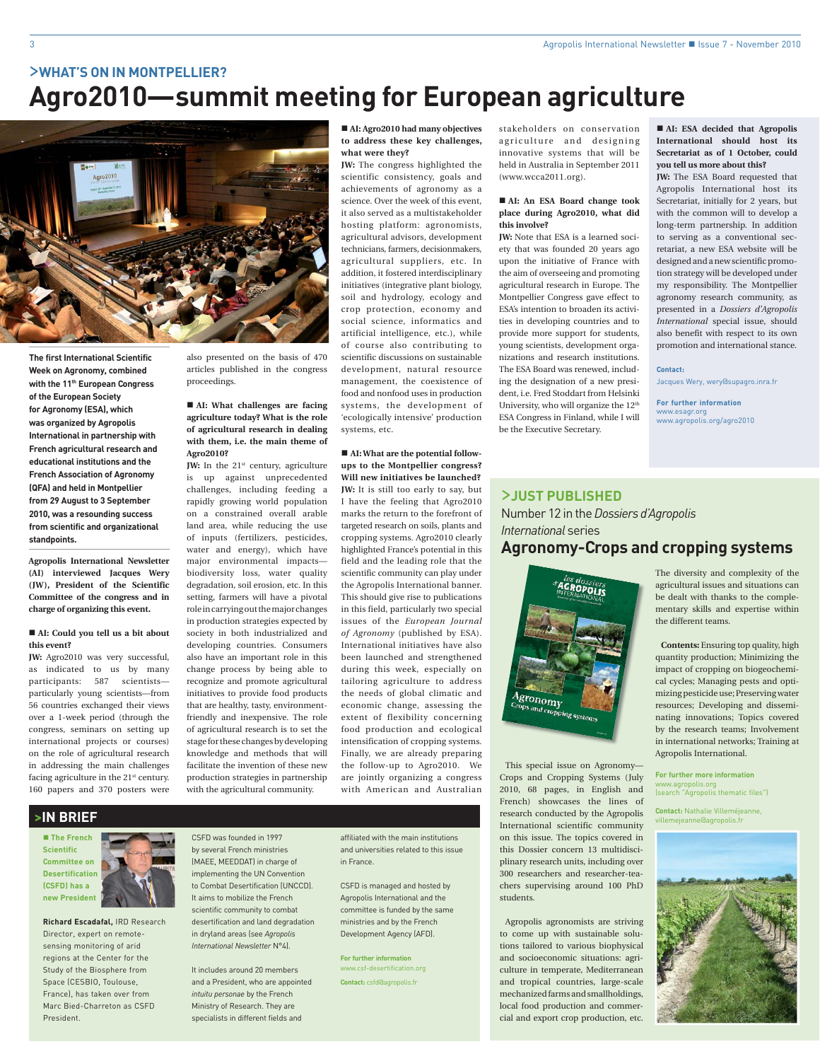## >WHAT'S ON IN MONTPELLIER?

# Agro2010—summit meeting for European agriculture

**The first International Scientific Week on Agronomy, combined with the 11th European Congress of the European Society for Agronomy (ESA), which was organized by Agropolis International in partnership with French agricultural research and educational institutions and the French Association of Agronomy (AFA) and held in Montpellier from 29 August to 3 September 2010, was a resounding success from scientific and organizational standpoints.**

**Agropolis International Newsletter (AI) interviewed Jacques Wery (JW), President of the Scientific Committee of the congress and in charge of organizing this event.**

**■ AI: Could you tell us a bit about this event?**

**JW:** Agro2010 was very successful, as indicated to us by many participants: 587 scientists—particularly young scientists—from 56 countries exchanged their views over a 1-week period (through the congress, seminars on setting up international projects or courses) on the role of agricultural research in addressing the main challenges facing agriculture in the 21st century. 160 papers and 370 posters were also presented on the basis of 470 articles published in the congress proceedings.

**■ AI: What challenges are facing agriculture today? What is the role of agricultural research in dealing with them, i.e. the main theme of Agro2010?**

**JW:** In the 21st century, agriculture is up against unprecedented challenges, including feeding a rapidly growing world population on a constrained overall arable land area, while reducing the use of inputs (fertilizers, pesticides, water and energy), which have major environmental impacts—biodiversity loss, water quality degradation, soil erosion, etc. In this setting, farmers will have a pivotal role in carrying out the major changes in production strategies expected by society in both industrialized and developing countries. Consumers also have an important role in this change process by being able to recognize and promote agricultural initiatives to provide food products that are healthy, tasty, environment-friendly and inexpensive. The role of agricultural research is to set the stage for these changes by developing knowledge and methods that will facilitate the invention of these new production strategies in partnership with the agricultural community.

**■ AI: Agro2010 had many objectives to address these key challenges, what were they?**

**JW:** The congress highlighted the scientific consistency, goals and achievements of agronomy as a science. Over the week of this event, it also served as a multistakeholder hosting platform: agronomists, agricultural advisors, development technicians, farmers, decisionmakers, agricultural suppliers, etc. In addition, it fostered interdisciplinary initiatives (integrative plant biology, soil and hydrology, ecology and crop protection, economy and social science, informatics and artificial intelligence, etc.), while of course also contributing to scientific discussions on sustainable development, natural resource management, the coexistence of food and nonfood uses in production systems, the development of 'ecologically intensive' production systems, etc.

**■ AI: What are the potential follow-ups to the Montpellier congress? Will new initiatives be launched?**

**JW:** It is still too early to say, but I have the feeling that Agro2010 marks the return to the forefront of targeted research on soils, plants and cropping systems. Agro2010 clearly highlighted France's potential in this field and the leading role that the scientific community can play under the Agropolis International banner. This should give rise to publications in this field, particularly two special issues of the *European Journal of Agronomy* (published by ESA). International initiatives have also been launched and strengthened during this week, especially on tailoring agriculture to address the needs of global climatic and economic change, assessing the extent of flexibility concerning food production and ecological intensification of cropping systems. Finally, we are already preparing the follow-up to Agro2010. We are jointly organizing a congress with American and Australian stakeholders on conservation agriculture and designing innovative systems that will be held in Australia in September 2011 (www.wcca2011.org).

**■ AI: An ESA Board change took place during Agro2010, what did this involve?**

**JW:** Note that ESA is a learned society that was founded 20 years ago upon the initiative of France with the aim of overseeing and promoting agricultural research in Europe. The Montpellier Congress gave effect to ESA's intention to broaden its activities in developing countries and to provide more support for students, young scientists, development organizations and research institutions. The ESA Board was renewed, including the designation of a new president, i.e. Fred Stoddart from Helsinki University, who will organize the 12th ESA Congress in Finland, while I will be the Executive Secretary.

**■ AI: ESA decided that Agropolis International should host its Secretariat as of 1 October, could you tell us more about this?**

**JW:** The ESA Board requested that Agropolis International host its Secretariat, initially for 2 years, but with the common will to develop a long-term partnership. In addition to serving as a conventional secretariat, a new ESA website will be designed and a new scientific promotion strategy will be developed under my responsibility. The Montpellier agronomy research community, as presented in a *Dossiers d'Agropolis International* special issue, should also benefit with respect to its own promotion and international stance.

**Contact:**
Jacques Wery, wery@supagro.inra.fr

**For further information**
www.esagr.org
www.agropolis.org/agro2010

## >JUST PUBLISHED

Number 12 in the *Dossiers d'Agropolis International* series

### Agronomy-Crops and cropping systems

This special issue on Agronomy—Crops and Cropping Systems (July 2010, 68 pages, in English and French) showcases the lines of research conducted by the Agropolis International scientific community on this issue. The topics covered in this Dossier concern 13 multidisciplinary research units, including over 300 researchers and researcher-teachers supervising around 100 PhD students.

Agropolis agronomists are striving to come up with sustainable solutions tailored to various biophysical and socioeconomic situations: agriculture in temperate, Mediterranean and tropical countries, large-scale mechanized farms and smallholdings, local food production and commercial and export crop production, etc.

The diversity and complexity of the agricultural issues and situations can be dealt with thanks to the complementary skills and expertise within the different teams.

**Contents:** Ensuring top quality, high quantity production; Minimizing the impact of cropping on biogeochemical cycles; Managing pests and optimizing pesticide use; Preserving water resources; Developing and disseminating innovations; Topics covered by the research teams; Involvement in international networks; Training at Agropolis International.

**For further more information**
www.agropolis.org
(search "Agropolis thematic files")

**Contact:** Nathalie Villeméjeanne, villemejeanne@agropolis.fr

## >IN BRIEF

**■ The French Scientific Committee on Desertification (CSFD) has a new President**

**Richard Escadafal,** IRD Research Director, expert on remote-sensing monitoring of arid regions at the Center for the Study of the Biosphere from Space (CESBIO, Toulouse, France), has taken over from Marc Bied-Charreton as CSFD President.

CSFD was founded in 1997 by several French ministries (MAEE, MEEDDAT) in charge of implementing the UN Convention to Combat Desertification (UNCCD). It aims to mobilize the French scientific community to combat desertification and land degradation in dryland areas (see *Agropolis International Newsletter* N°4).

It includes around 20 members and a President, who are appointed *intuitu personae* by the French Ministry of Research. They are specialists in different fields and affiliated with the main institutions and universities related to this issue in France.

CSFD is managed and hosted by Agropolis International and the committee is funded by the same ministries and by the French Development Agency (AFD).

**For further information**
www.csf-desertification.org

**Contact:** csfd@agropolis.fr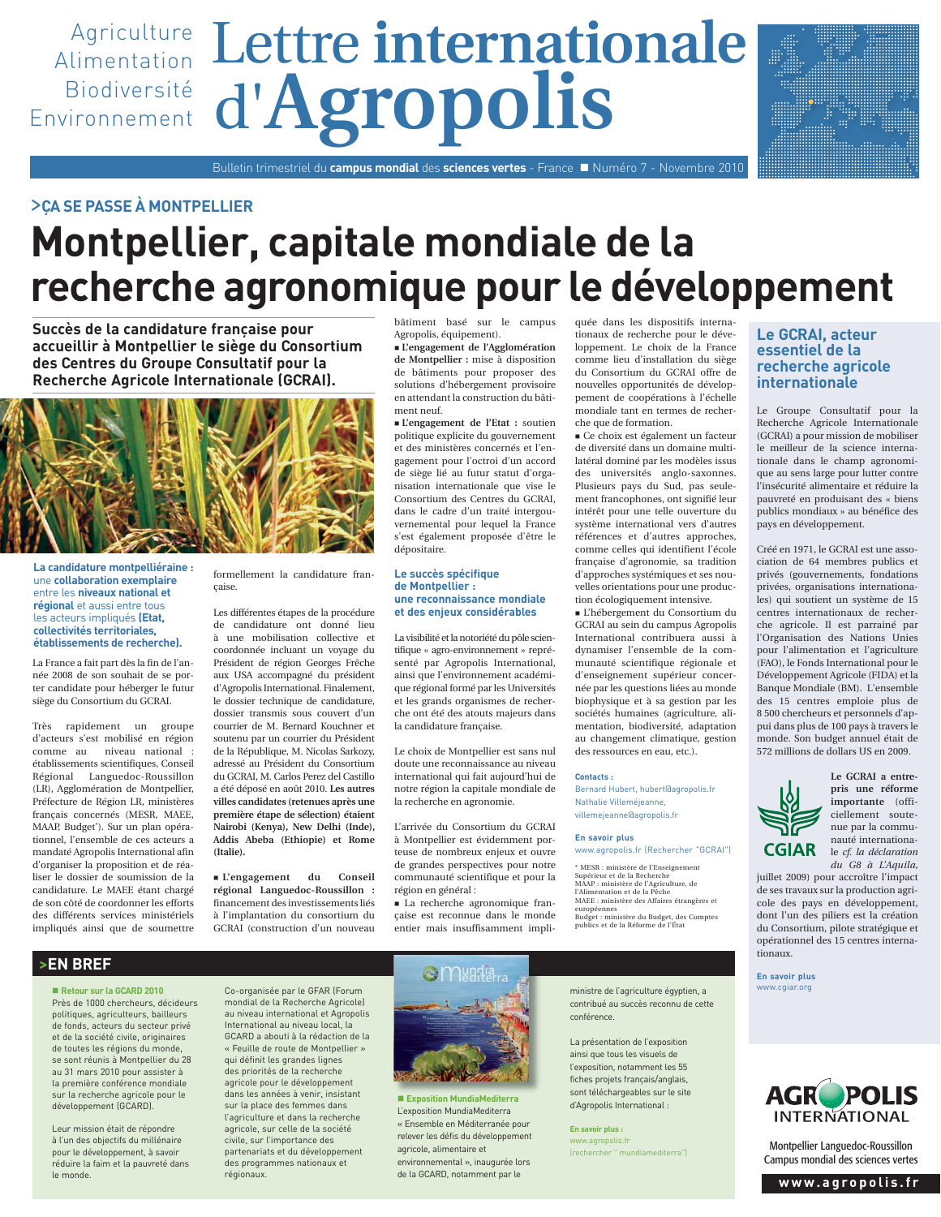Agriculture
Alimentation
Biodiversité
Environnement

# Lettre internationale d'Agropolis

Bulletin trimestriel du **campus mondial** des **sciences vertes** - France ■ Numéro 7 - Novembre 2010

## >ÇA SE PASSE À MONTPELLIER

# Montpellier, capitale mondiale de la recherche agronomique pour le développement

**Succès de la candidature française pour accueillir à Montpellier le siège du Consortium des Centres du Groupe Consultatif pour la Recherche Agricole Internationale (GCRAI).**

**La candidature montpelliéraine :** une **collaboration exemplaire** entre les **niveaux national et régional** et aussi entre tous les acteurs impliqués **(Etat, collectivités territoriales, établissements de recherche).**

La France a fait part dès la fin de l'année 2008 de son souhait de se porter candidate pour héberger le futur siège du Consortium du GCRAI.

Très rapidement un groupe d'acteurs s'est mobilisé en région comme au niveau national : établissements scientifiques, Conseil Régional Languedoc-Roussillon (LR), Agglomération de Montpellier, Préfecture de Région LR, ministères français concernés (MESR, MAEE, MAAP, Budget*). Sur un plan opérationnel, l'ensemble de ces acteurs a mandaté Agropolis International afin d'organiser la proposition et de réaliser le dossier de soumission de la candidature. Le MAEE étant chargé de son côté de coordonner les efforts des différents services ministériels impliqués ainsi que de soumettre formellement la candidature française.

Les différentes étapes de la procédure de candidature ont donné lieu à une mobilisation collective et coordonnée incluant un voyage du Président de région Georges Frêche aux USA accompagné du président d'Agropolis International. Finalement, le dossier technique de candidature, dossier transmis sous couvert d'un courrier de M. Bernard Kouchner et soutenu par un courrier du Président de la République, M. Nicolas Sarkozy, adressé au Président du Consortium du GCRAI, M. Carlos Perez del Castillo a été déposé en août 2010. **Les autres villes candidates (retenues après une première étape de sélection) étaient Nairobi (Kenya), New Delhi (Inde), Addis Abeba (Ethiopie) et Rome (Italie).**

■ **L'engagement du Conseil régional Languedoc-Roussillon :** financement des investissements liés à l'implantation du consortium du GCRAI (construction d'un nouveau bâtiment basé sur le campus Agropolis, équipement).

■ **L'engagement de l'Agglomération de Montpellier :** mise à disposition de bâtiments pour proposer des solutions d'hébergement provisoire en attendant la construction du bâtiment neuf.

■ **L'engagement de l'Etat :** soutien politique explicite du gouvernement et des ministères concernés et l'engagement pour l'octroi d'un accord de siège lié au futur statut d'organisation internationale que vise le Consortium des Centres du GCRAI, dans le cadre d'un traité intergouvernemental pour lequel la France s'est également proposée d'être le dépositaire.

### Le succès spécifique de Montpellier : une reconnaissance mondiale et des enjeux considérables

La visibilité et la notoriété du pôle scientifique « agro-environnement » représenté par Agropolis International, ainsi que l'environnement académique régional formé par les Universités et les grands organismes de recherche ont été des atouts majeurs dans la candidature française.

Le choix de Montpellier est sans nul doute une reconnaissance au niveau international qui fait aujourd'hui de notre région la capitale mondiale de la recherche en agronomie.

L'arrivée du Consortium du GCRAI à Montpellier est évidemment porteuse de nombreux enjeux et ouvre de grandes perspectives pour notre communauté scientifique et pour la région en général :

■ La recherche agronomique française est reconnue dans le monde entier mais insuffisamment impliquée dans les dispositifs internationaux de recherche pour le développement. Le choix de la France comme lieu d'installation du siège du Consortium du GCRAI offre de nouvelles opportunités de développement de coopérations à l'échelle mondiale tant en termes de recherche que de formation.

■ Ce choix est également un facteur de diversité dans un domaine multilatéral dominé par les modèles issus des universités anglo-saxonnes. Plusieurs pays du Sud, pas seulement francophones, ont signifié leur intérêt pour une telle ouverture du système international vers d'autres références et d'autres approches, comme celles qui identifient l'école française d'agronomie, sa tradition d'approches systémiques et ses nouvelles orientations pour une production écologiquement intensive.

■ L'hébergement du Consortium du GCRAI au sein du campus Agropolis International contribuera aussi à dynamiser l'ensemble de la communauté scientifique régionale et d'enseignement supérieur concernée par les questions liées au monde biophysique et à sa gestion par les sociétés humaines (agriculture, alimentation, biodiversité, adaptation au changement climatique, gestion des ressources en eau, etc.).

**Contacts :**
Bernard Hubert, hubert@agropolis.fr
Nathalie Villeméjeanne, villemejeanne@agropolis.fr

**En savoir plus**
www.agropolis.fr (Rechercher "GCRAI")

\* MESR : ministère de l'Enseignement Supérieur et de la Recherche
MAAP : ministère de l'Agriculture, de l'Alimentation et de la Pêche
MAEE : ministère des Affaires étrangères et européennes
Budget : ministère du Budget, des Comptes publics et de la Réforme de l'État

### Le GCRAI, acteur essentiel de la recherche agricole internationale

Le Groupe Consultatif pour la Recherche Agricole Internationale (GCRAI) a pour mission de mobiliser le meilleur de la science internationale dans le champ agronomique au sens large pour lutter contre l'insécurité alimentaire et réduire la pauvreté en produisant des « biens publics mondiaux » au bénéfice des pays en développement.

Créé en 1971, le GCRAI est une association de 64 membres publics et privés (gouvernements, fondations privées, organisations internationales) qui soutient un système de 15 centres internationaux de recherche agricole. Il est parrainé par l'Organisation des Nations Unies pour l'alimentation et l'agriculture (FAO), le Fonds International pour le Développement Agricole (FIDA) et la Banque Mondiale (BM). L'ensemble des 15 centres emploie plus de 8 500 chercheurs et personnels d'appui dans plus de 100 pays à travers le monde. Son budget annuel était de 572 millions de dollars US en 2009.

CGIAR

**Le GCRAI a entrepris une réforme importante** (officiellement soutenue par la communauté internationale *cf. la déclaration du G8 à L'Aquila,* juillet 2009) pour accroître l'impact de ses travaux sur la production agricole des pays en développement, dont l'un des piliers est la création du Consortium, pilote stratégique et opérationnel des 15 centres internationaux.

**En savoir plus**
www.cgiar.org

## >EN BREF

■ **Retour sur la GCARD 2010**
Près de 1000 chercheurs, décideurs politiques, agriculteurs, bailleurs de fonds, acteurs du secteur privé et de la société civile, originaires de toutes les régions du monde, se sont réunis à Montpellier du 28 au 31 mars 2010 pour assister à la première conférence mondiale sur la recherche agricole pour le développement (GCARD).

Leur mission était de répondre à l'un des objectifs du millénaire pour le développement, à savoir réduire la faim et la pauvreté dans le monde.

Co-organisée par le GFAR (Forum mondial de la Recherche Agricole) au niveau international et Agropolis International au niveau local, la GCARD a abouti à la rédaction de la « Feuille de route de Montpellier » qui définit les grandes lignes des priorités de la recherche agricole pour le développement dans les années à venir, insistant sur la place des femmes dans l'agriculture et dans la recherche agricole, sur celle de la société civile, sur l'importance des partenariats et du développement des programmes nationaux et régionaux.

■ **Exposition MundiaMediterra**
L'exposition MundiaMediterra « Ensemble en Méditerranée pour relever les défis du développement agricole, alimentaire et environnemental », inaugurée lors de la GCARD, notamment par le ministre de l'agriculture égyptien, a contribué au succès reconnu de cette conférence.

La présentation de l'exposition ainsi que tous les visuels de l'exposition, notamment les 55 fiches projets français/anglais, sont téléchargeables sur le site d'Agropolis International :

**En savoir plus :**
www.agropolis.fr
(rechercher " mundiamediterra")

AGROPOLIS INTERNATIONAL
Montpellier Languedoc-Roussillon
Campus mondial des sciences vertes
www.agropolis.fr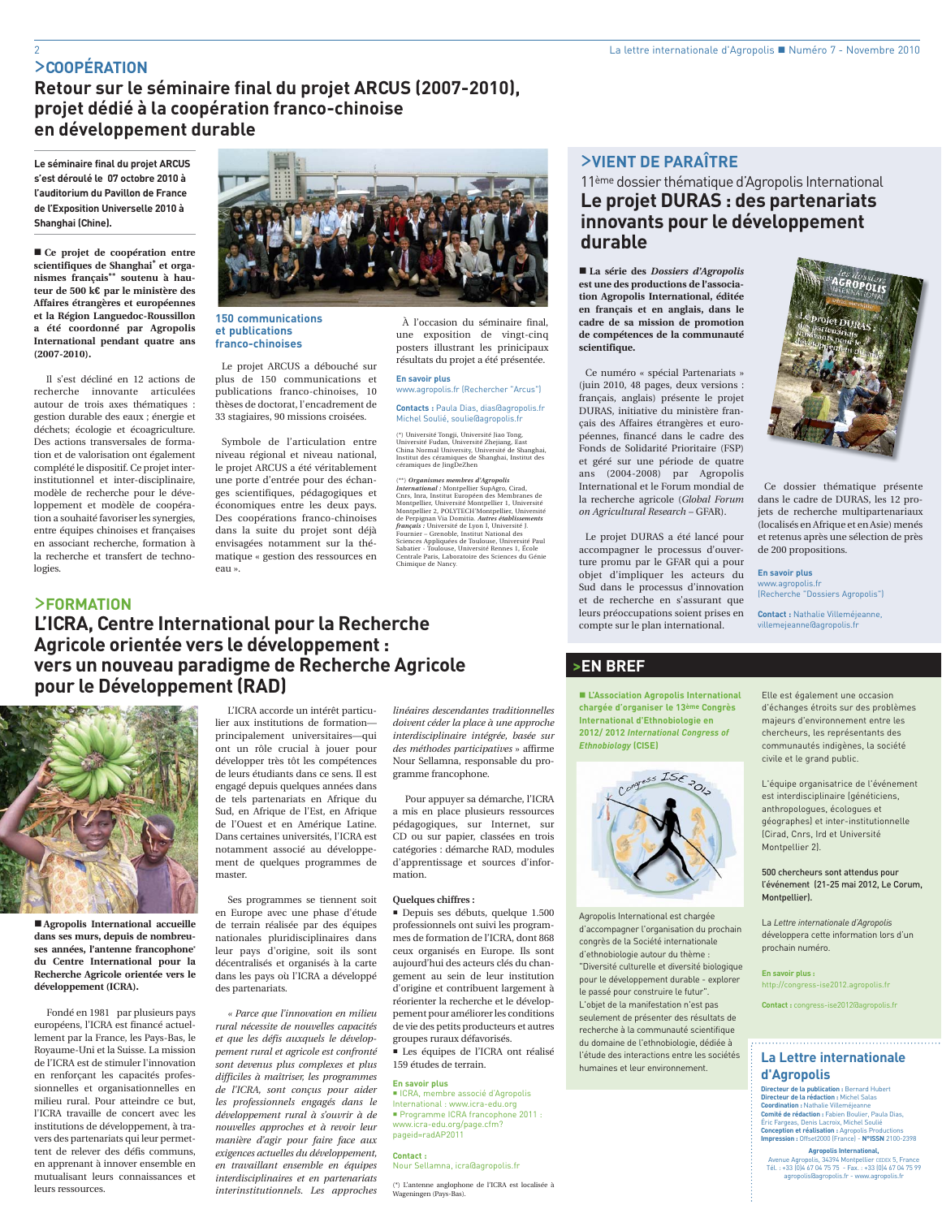## >COOPÉRATION

# Retour sur le séminaire final du projet ARCUS (2007-2010), projet dédié à la coopération franco-chinoise en développement durable

**Le séminaire final du projet ARCUS s'est déroulé le 07 octobre 2010 à l'auditorium du Pavillon de France de l'Exposition Universelle 2010 à Shanghai (Chine).**

■ **Ce projet de coopération entre scientifiques de Shanghai* et organismes français** soutenu à hauteur de 500 k€ par le ministère des Affaires étrangères et européennes et la Région Languedoc-Roussillon a été coordonné par Agropolis International pendant quatre ans (2007-2010).**

Il s'est décliné en 12 actions de recherche innovante articulées autour de trois axes thématiques : gestion durable des eaux ; énergie et déchets; écologie et écoagriculture. Des actions transversales de formation et de valorisation ont également complété le dispositif. Ce projet interinstitutionnel et inter-disciplinaire, modèle de recherche pour le développement et modèle de coopération a souhaité favoriser les synergies, entre équipes chinoises et françaises en associant recherche, formation à la recherche et transfert de technologies.

### 150 communications et publications franco-chinoises

Le projet ARCUS a débouché sur plus de 150 communications et publications franco-chinoises, 10 thèses de doctorat, l'encadrement de 33 stagiaires, 90 missions croisées.

Symbole de l'articulation entre niveau régional et niveau national, le projet ARCUS a été véritablement une porte d'entrée pour des échanges scientifiques, pédagogiques et économiques entre les deux pays. Des coopérations franco-chinoises dans la suite du projet sont déjà envisagées notamment sur la thématique « gestion des ressources en eau ».

À l'occasion du séminaire final, une exposition de vingt-cinq posters illustrant les prinicipaux résultats du projet a été présentée.

**En savoir plus**
www.agropolis.fr (Rechercher "Arcus")

**Contacts :** Paula Dias, dias@agropolis.fr
Michel Soulié, soulie@agropolis.fr

(*) Université Tongji, Université Jiao Tong, Université Fudan, Université Zhejiang, East China Normal University, Université de Shanghai, Institut des céramiques de Shanghai, Institut des céramiques de JingDeZhen

(**) ***Organismes membres d'Agropolis International*** : Montpellier SupAgro, Cirad, Cnrs, Inra, Institut Européen des Membranes de Montpellier, Université Montpellier 1, Université Montpellier 2, POLYTECH'Montpellier, Université de Perpignan Via Domitia. ***Autres établissements français*** : Université de Lyon 1, Université J. Fournier – Grenoble, Institut National des Sciences Appliquées de Toulouse, Université Paul Sabatier - Toulouse, Université Rennes 1, École Centrale Paris, Laboratoire des Sciences du Génie Chimique de Nancy.

## >VIENT DE PARAÎTRE

11ème dossier thématique d'Agropolis International

# Le projet DURAS : des partenariats innovants pour le développement durable

■ **La série des *Dossiers d'Agropolis* est une des productions de l'association Agropolis International, éditée en français et en anglais, dans le cadre de sa mission de promotion de compétences de la communauté scientifique.**

Ce numéro « spécial Partenariats » (juin 2010, 48 pages, deux versions : français, anglais) présente le projet DURAS, initiative du ministère français des Affaires étrangères et européennes, financé dans le cadre des Fonds de Solidarité Prioritaire (FSP) et géré sur une période de quatre ans (2004-2008) par Agropolis International et le Forum mondial de la recherche agricole (*Global Forum on Agricultural Research* – GFAR).

Le projet DURAS a été lancé pour accompagner le processus d'ouverture promu par le GFAR qui a pour objet d'impliquer les acteurs du Sud dans le processus d'innovation et de recherche en s'assurant que leurs préoccupations soient prises en compte sur le plan international.

Ce dossier thématique présente dans le cadre de DURAS, les 12 projets de recherche multipartenariaux (localisés en Afrique et en Asie) menés et retenus après une sélection de près de 200 propositions.

**En savoir plus**
www.agropolis.fr
(Recherche "Dossiers Agropolis")

**Contact :** Nathalie Villeméjeanne, villemejeanne@agropolis.fr

## >FORMATION

# L'ICRA, Centre International pour la Recherche Agricole orientée vers le développement : vers un nouveau paradigme de Recherche Agricole pour le Développement (RAD)

■ **Agropolis International accueille dans ses murs, depuis de nombreuses années, l'antenne francophone* du Centre International pour la Recherche Agricole orientée vers le développement (ICRA).**

Fondé en 1981 par plusieurs pays européens, l'ICRA est financé actuellement par la France, les Pays-Bas, le Royaume-Uni et la Suisse. La mission de l'ICRA est de stimuler l'innovation en renforçant les capacités professionnelles et organisationnelles en milieu rural. Pour atteindre ce but, l'ICRA travaille de concert avec les institutions de développement, à travers des partenariats qui leur permettent de relever des défis communs, en apprenant à innover ensemble en mutualisant leurs connaissances et leurs ressources.

L'ICRA accorde un intérêt particulier aux institutions de formation—principalement universitaires—qui ont un rôle crucial à jouer pour développer très tôt les compétences de leurs étudiants dans ce sens. Il est engagé depuis quelques années dans de tels partenariats en Afrique du Sud, en Afrique de l'Est, en Afrique de l'Ouest et en Amérique Latine. Dans certaines universités, l'ICRA est notamment associé au développement de quelques programmes de master.

Ses programmes se tiennent soit en Europe avec une phase d'étude de terrain réalisée par des équipes nationales pluridisciplinaires dans leur pays d'origine, soit ils sont décentralisés et organisés à la carte dans les pays où l'ICRA a développé des partenariats.

*« Parce que l'innovation en milieu rural nécessite de nouvelles capacités et que les défis auxquels le développement rural et agricole est confronté sont devenus plus complexes et plus difficiles à maîtriser, les programmes de l'ICRA, sont conçus pour aider les professionnels engagés dans le développement rural à s'ouvrir à de nouvelles approches et à revoir leur manière d'agir pour faire face aux exigences actuelles du développement, en travaillant ensemble en équipes interdisciplinaires et en partenariats interinstitutionnels. Les approches linéaires descendantes traditionnelles doivent céder la place à une approche interdisciplinaire intégrée, basée sur des méthodes participatives »* affirme Nour Sellamna, responsable du programme francophone.

Pour appuyer sa démarche, l'ICRA a mis en place plusieurs ressources pédagogiques, sur Internet, sur CD ou sur papier, classées en trois catégories : démarche RAD, modules d'apprentissage et sources d'information.

**Quelques chiffres :**

- Depuis ses débuts, quelque 1.500 professionnels ont suivi les programmes de formation de l'ICRA, dont 868 ceux organisés en Europe. Ils sont aujourd'hui des acteurs clés du changement au sein de leur institution d'origine et contribuent largement à réorienter la recherche et le développement pour améliorer les conditions de vie des petits producteurs et autres groupes ruraux défavorisés.
- Les équipes de l'ICRA ont réalisé 159 études de terrain.

**En savoir plus**
- ICRA, membre associé d'Agropolis International : www.icra-edu.org
- Programme ICRA francophone 2011 : www.icra-edu.org/page.cfm?pageid=radAP2011

**Contact :**
Nour Sellamna, icra@agropolis.fr

(*) L'antenne anglophone de l'ICRA est localisée à Wageningen (Pays-Bas).

## >EN BREF

■ **L'Association Agropolis International chargée d'organiser le 13ème Congrès International d'Ethnobiologie en 2012/ 2012 *International Congress of Ethnobiology* (CISE)**

Agropolis International est chargée d'accompagner l'organisation du prochain congrès de la Société internationale d'ethnobiologie autour du thème : "Diversité culturelle et diversité biologique pour le développement durable - explorer le passé pour construire le futur". L'objet de la manifestation n'est pas seulement de présenter des résultats de recherche à la communauté scientifique du domaine de l'ethnobiologie, dédiée à l'étude des interactions entre les sociétés humaines et leur environnement.

Elle est également une occasion d'échanges étroits sur des problèmes majeurs d'environnement entre les chercheurs, les représentants des communautés indigènes, la société civile et le grand public.

L'équipe organisatrice de l'événement est interdisciplinaire (généticiens, anthropologues, écologues et géographes) et inter-institutionnelle (Cirad, Cnrs, Ird et Université Montpellier 2).

**500 chercheurs sont attendus pour l'événement (21-25 mai 2012, Le Corum, Montpellier).**

La *Lettre internationale d'Agropolis* développera cette information lors d'un prochain numéro.

**En savoir plus :**
http://congress-ise2012.agropolis.fr

**Contact :** congress-ise2012@agropolis.fr

## La Lettre internationale d'Agropolis

**Directeur de la publication :** Bernard Hubert
**Directeur de la rédaction :** Michel Salas
**Coordination :** Nathalie Villeméjeanne
**Comité de rédaction :** Fabien Boulier, Paula Dias, Éric Fargeas, Denis Lacroix, Michel Soulié
**Conception et réalisation :** Agropolis Productions
**Impression :** Offset2000 (France) - **N°ISSN** 2100-2398

**Agropolis International,**
Avenue Agropolis, 34394 Montpellier CEDEX 5, France
Tél. : +33 (0)4 67 04 75 75 - Fax. : +33 (0)4 67 04 75 99
agropolis@agropolis.fr - www.agropolis.fr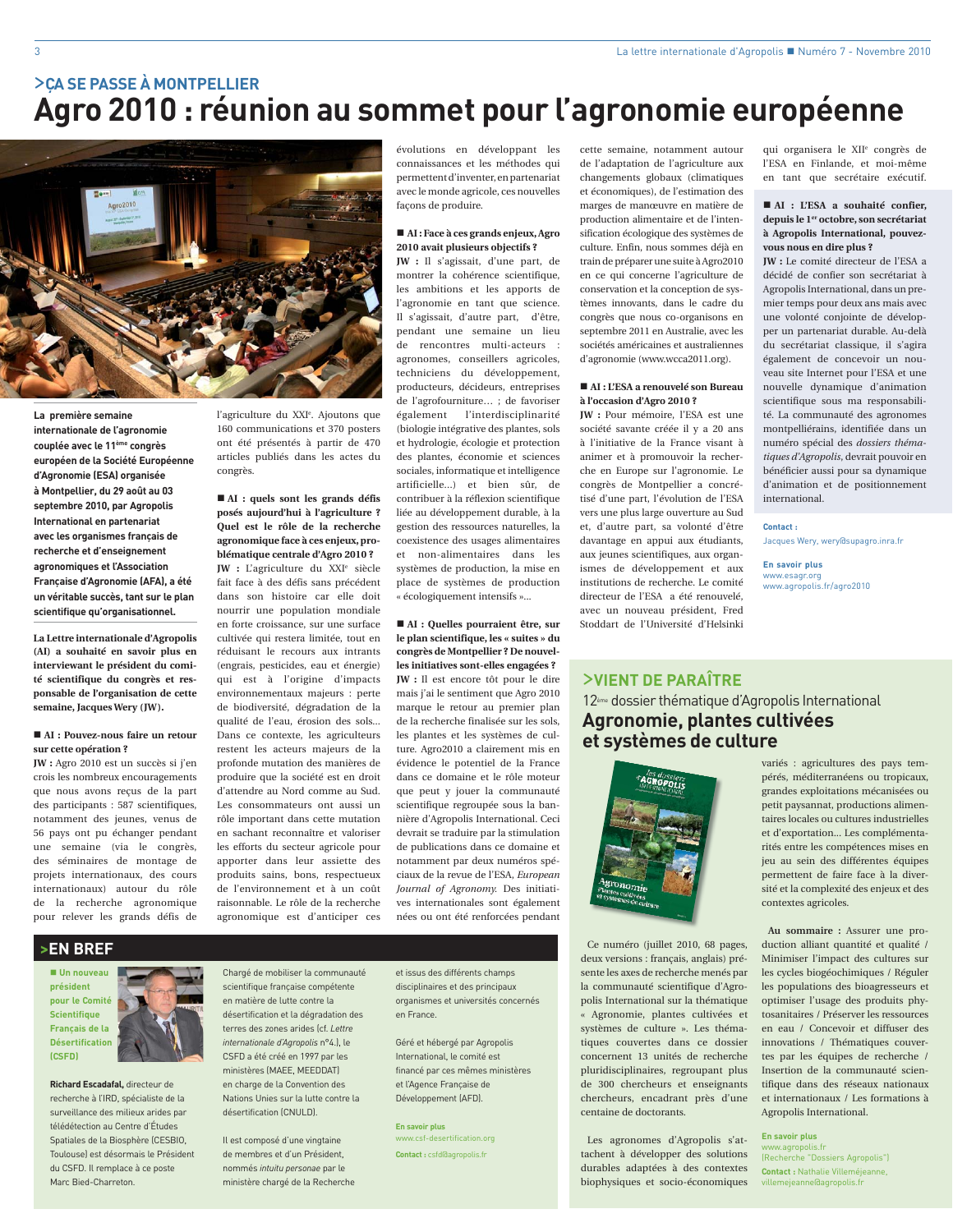## >ÇA SE PASSE À MONTPELLIER

# Agro 2010 : réunion au sommet pour l'agronomie européenne

**La première semaine internationale de l'agronomie couplée avec le 11ème congrès européen de la Société Européenne d'Agronomie (ESA) organisée à Montpellier, du 29 août au 03 septembre 2010, par Agropolis International en partenariat avec les organismes français de recherche et d'enseignement agronomiques et l'Association Française d'Agronomie (AFA), a été un véritable succès, tant sur le plan scientifique qu'organisationnel.**

**La Lettre internationale d'Agropolis (AI) a souhaité en savoir plus en interviewant le président du comité scientifique du congrès et responsable de l'organisation de cette semaine, Jacques Wery (JW).**

**■ AI : Pouvez-nous faire un retour sur cette opération ?**

**JW :** Agro 2010 est un succès si j'en crois les nombreux encouragements que nous avons reçus de la part des participants : 587 scientifiques, notamment des jeunes, venus de 56 pays ont pu échanger pendant une semaine (via le congrès, des séminaires de montage de projets internationaux, des cours internationaux) autour du rôle de la recherche agronomique pour relever les grands défis de l'agriculture du XXI[e]. Ajoutons que 160 communications et 370 posters ont été présentés à partir de 470 articles publiés dans les actes du congrès.

**■ AI : quels sont les grands défis posés aujourd'hui à l'agriculture ? Quel est le rôle de la recherche agronomique face à ces enjeux, problématique centrale d'Agro 2010 ?**

**JW :** L'agriculture du XXI[e] siècle fait face à des défis sans précédent dans son histoire car elle doit nourrir une population mondiale en forte croissance, sur une surface cultivée qui restera limitée, tout en réduisant le recours aux intrants (engrais, pesticides, eau et énergie) qui est à l'origine d'impacts environnementaux majeurs : perte de biodiversité, dégradation de la qualité de l'eau, érosion des sols... Dans ce contexte, les agriculteurs restent les acteurs majeurs de la profonde mutation des manières de produire que la société est en droit d'attendre au Nord comme au Sud. Les consommateurs ont aussi un rôle important dans cette mutation en sachant reconnaître et valoriser les efforts du secteur agricole pour apporter dans leur assiette des produits sains, bons, respectueux de l'environnement et à un coût raisonnable. Le rôle de la recherche agronomique est d'anticiper ces évolutions en développant les connaissances et les méthodes qui permettent d'inventer, en partenariat avec le monde agricole, ces nouvelles façons de produire.

**■ AI : Face à ces grands enjeux, Agro 2010 avait plusieurs objectifs ?**

**JW :** Il s'agissait, d'une part, de montrer la cohérence scientifique, les ambitions et les apports de l'agronomie en tant que science. Il s'agissait, d'autre part, d'être, pendant une semaine un lieu de rencontres multi-acteurs : agronomes, conseillers agricoles, techniciens du développement, producteurs, décideurs, entreprises de l'agrofourniture... ; de favoriser également l'interdisciplinarité (biologie intégrative des plantes, sols et hydrologie, écologie et protection des plantes, économie et sciences sociales, informatique et intelligence artificielle...) et bien sûr, de contribuer à la réflexion scientifique liée au développement durable, à la gestion des ressources naturelles, la coexistence des usages alimentaires et non-alimentaires dans les systèmes de production, la mise en place de systèmes de production « écologiquement intensifs »...

**■ AI : Quelles pourraient être, sur le plan scientifique, les « suites » du congrès de Montpellier ? De nouvelles initiatives sont-elles engagées ?**

**JW :** Il est encore tôt pour le dire mais j'ai le sentiment que Agro 2010 marque le retour au premier plan de la recherche finalisée sur les sols, les plantes et les systèmes de culture. Agro2010 a clairement mis en évidence le potentiel de la France dans ce domaine et le rôle moteur que peut y jouer la communauté scientifique regroupée sous la bannière d'Agropolis International. Ceci devrait se traduire par la stimulation de publications dans ce domaine et notamment par deux numéros spéciaux de la revue de l'ESA, *European Journal of Agronomy.* Des initiatives internationales sont également nées ou ont été renforcées pendant cette semaine, notamment autour de l'adaptation de l'agriculture aux changements globaux (climatiques et économiques), de l'estimation des marges de manœuvre en matière de production alimentaire et de l'intensification écologique des systèmes de culture. Enfin, nous sommes déjà en train de préparer une suite à Agro2010 en ce qui concerne l'agriculture de conservation et la conception de systèmes innovants, dans le cadre du congrès que nous co-organisons en septembre 2011 en Australie, avec les sociétés américaines et australiennes d'agronomie (www.wcca2011.org).

**■ AI : L'ESA a renouvelé son Bureau à l'occasion d'Agro 2010 ?**

**JW :** Pour mémoire, l'ESA est une société savante créée il y a 20 ans à l'initiative de la France visant à animer et à promouvoir la recherche en Europe sur l'agronomie. Le congrès de Montpellier a concrétisé d'une part, l'évolution de l'ESA vers une plus large ouverture au Sud et, d'autre part, sa volonté d'être davantage en appui aux étudiants, aux jeunes scientifiques, aux organismes de développement et aux institutions de recherche. Le comité directeur de l'ESA a été renouvelé, avec un nouveau président, Fred Stoddart de l'Université d'Helsinki qui organisera le XII[e] congrès de l'ESA en Finlande, et moi-même en tant que secrétaire exécutif.

**■ AI : L'ESA a souhaité confier, depuis le 1er octobre, son secrétariat à Agropolis International, pouvez-vous nous en dire plus ?**

**JW :** Le comité directeur de l'ESA a décidé de confier son secrétariat à Agropolis International, dans un premier temps pour deux ans mais avec une volonté conjointe de développer un partenariat durable. Au-delà du secrétariat classique, il s'agira également de concevoir un nouveau site Internet pour l'ESA et une nouvelle dynamique d'animation scientifique sous ma responsabilité. La communauté des agronomes montpelliérains, identifiée dans un numéro spécial des *dossiers thématiques d'Agropolis*, devrait pouvoir en bénéficier aussi pour sa dynamique d'animation et de positionnement international.

**Contact :**
Jacques Wery, wery@supagro.inra.fr

**En savoir plus**
www.esagr.org
www.agropolis.fr/agro2010

## >EN BREF

**■ Un nouveau président pour le Comité Scientifique Français de la Désertification (CSFD)**

**Richard Escadafal,** directeur de recherche à l'IRD, spécialiste de la surveillance des milieux arides par télédétection au Centre d'Études Spatiales de la Biosphère (CESBIO, Toulouse) est désormais le Président du CSFD. Il remplace à ce poste Marc Bied-Charreton.

Chargé de mobiliser la communauté scientifique française compétente en matière de lutte contre la désertification et la dégradation des terres des zones arides (cf. *Lettre internationale d'Agropolis* n°4.), le CSFD a été créé en 1997 par les ministères (MAEE, MEEDDAT) en charge de la Convention des Nations Unies sur la lutte contre la désertification (CNULD).

Il est composé d'une vingtaine de membres et d'un Président, nommés *intuitu personae* par le ministère chargé de la Recherche et issus des différents champs disciplinaires et des principaux organismes et universités concernés en France.

Géré et hébergé par Agropolis International, le comité est financé par ces mêmes ministères et l'Agence Française de Développement (AFD).

**En savoir plus**
www.csf-desertification.org

**Contact :** csfd@agropolis.fr

## >VIENT DE PARAÎTRE

12ème dossier thématique d'Agropolis International

### Agronomie, plantes cultivées et systèmes de culture

Ce numéro (juillet 2010, 68 pages, deux versions : français, anglais) présente les axes de recherche menés par la communauté scientifique d'Agropolis International sur la thématique « Agronomie, plantes cultivées et systèmes de culture ». Les thématiques couvertes dans ce dossier concernent 13 unités de recherche pluridisciplinaires, regroupant plus de 300 chercheurs et enseignants chercheurs, encadrant près d'une centaine de doctorants.

Les agronomes d'Agropolis s'attachent à développer des solutions durables adaptées à des contextes biophysiques et socio-économiques variés : agricultures des pays tempérés, méditerranéens ou tropicaux, grandes exploitations mécanisées ou petit paysannat, productions alimentaires locales ou cultures industrielles et d'exportation... Les complémentarités entre les compétences mises en jeu au sein des différentes équipes permettent de faire face à la diversité et la complexité des enjeux et des contextes agricoles.

**Au sommaire :** Assurer une production agricole en quantité et qualité / Minimiser l'impact des cultures sur les cycles biogéochimiques / Réguler les populations des bioagresseurs et optimiser l'usage des produits phytosanitaires / Préserver les ressources en eau / Concevoir et diffuser des innovations / Thématiques couvertes par les équipes de recherche / Insertion de la communauté scientifique dans des réseaux nationaux et internationaux / Les formations à Agropolis International.

**En savoir plus**
www.agropolis.fr
(Recherche "Dossiers Agropolis")

**Contact :** Nathalie Villeméjeanne, villemejeanne@agropolis.fr